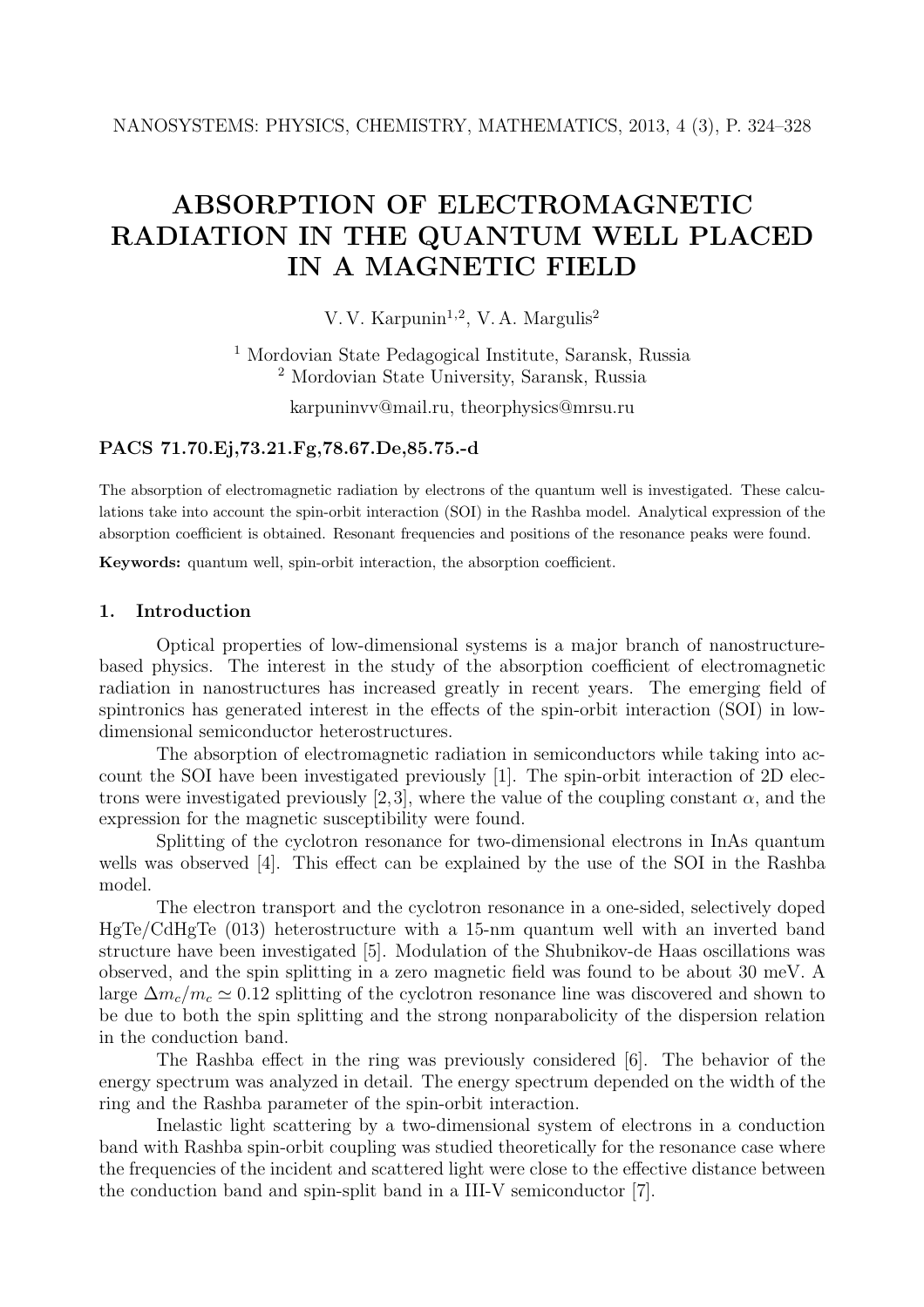# ABSORPTION OF ELECTROMAGNETIC RADIATION IN THE QUANTUM WELL PLACED IN A MAGNETIC FIELD

V. V. Karpunin[1,2], V. A. Margulis[2]

[1] Mordovian State Pedagogical Institute, Saransk, Russia
[2] Mordovian State University, Saransk, Russia

karpuninvv@mail.ru, theorphysics@mrsu.ru

**PACS 71.70.Ej,73.21.Fg,78.67.De,85.75.-d**

The absorption of electromagnetic radiation by electrons of the quantum well is investigated. These calculations take into account the spin-orbit interaction (SOI) in the Rashba model. Analytical expression of the absorption coefficient is obtained. Resonant frequencies and positions of the resonance peaks were found.

**Keywords:** quantum well, spin-orbit interaction, the absorption coefficient.

## 1. Introduction

Optical properties of low-dimensional systems is a major branch of nanostructure-based physics. The interest in the study of the absorption coefficient of electromagnetic radiation in nanostructures has increased greatly in recent years. The emerging field of spintronics has generated interest in the effects of the spin-orbit interaction (SOI) in low-dimensional semiconductor heterostructures.

The absorption of electromagnetic radiation in semiconductors while taking into account the SOI have been investigated previously [1]. The spin-orbit interaction of 2D electrons were investigated previously [2,3], where the value of the coupling constant $\alpha$, and the expression for the magnetic susceptibility were found.

Splitting of the cyclotron resonance for two-dimensional electrons in InAs quantum wells was observed [4]. This effect can be explained by the use of the SOI in the Rashba model.

The electron transport and the cyclotron resonance in a one-sided, selectively doped HgTe/CdHgTe (013) heterostructure with a 15-nm quantum well with an inverted band structure have been investigated [5]. Modulation of the Shubnikov-de Haas oscillations was observed, and the spin splitting in a zero magnetic field was found to be about 30 meV. A large $\Delta m_c/m_c \simeq 0.12$ splitting of the cyclotron resonance line was discovered and shown to be due to both the spin splitting and the strong nonparabolicity of the dispersion relation in the conduction band.

The Rashba effect in the ring was previously considered [6]. The behavior of the energy spectrum was analyzed in detail. The energy spectrum depended on the width of the ring and the Rashba parameter of the spin-orbit interaction.

Inelastic light scattering by a two-dimensional system of electrons in a conduction band with Rashba spin-orbit coupling was studied theoretically for the resonance case where the frequencies of the incident and scattered light were close to the effective distance between the conduction band and spin-split band in a III-V semiconductor [7].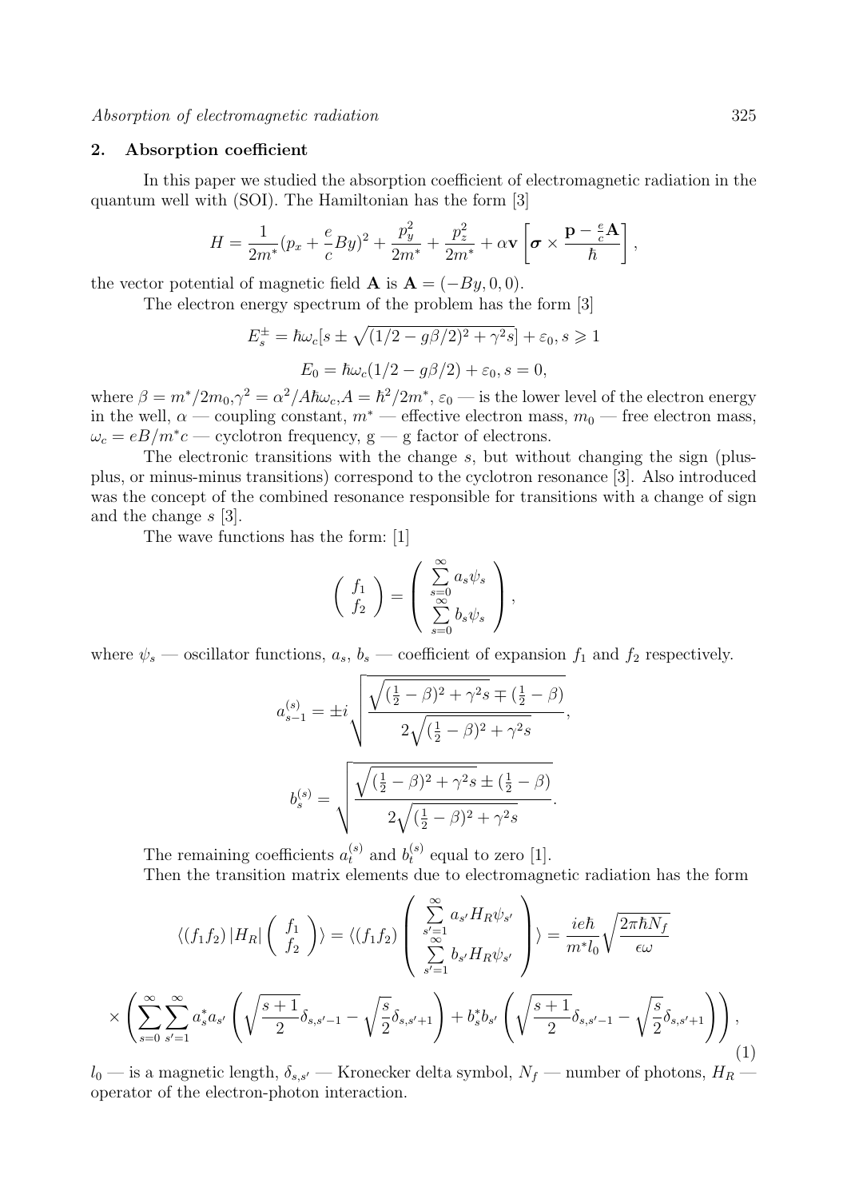## 2. Absorption coefficient

In this paper we studied the absorption coefficient of electromagnetic radiation in the quantum well with (SOI). The Hamiltonian has the form [3]

$$H = \frac{1}{2m^*}(p_x + \frac{e}{c}By)^2 + \frac{p_y^2}{2m^*} + \frac{p_z^2}{2m^*} + \alpha \mathbf{v}\left[\boldsymbol{\sigma} \times \frac{\mathbf{p} - \frac{e}{c}\mathbf{A}}{\hbar}\right],$$

the vector potential of magnetic field $\mathbf{A}$ is $\mathbf{A} = (-By, 0, 0)$.

The electron energy spectrum of the problem has the form [3]

$$E_s^{\pm} = \hbar\omega_c[s \pm \sqrt{(1/2 - g\beta/2)^2 + \gamma^2 s}] + \varepsilon_0, s \geqslant 1$$

$$E_0 = \hbar\omega_c(1/2 - g\beta/2) + \varepsilon_0, s = 0,$$

where $\beta = m^*/2m_0$, $\gamma^2 = \alpha^2/A\hbar\omega_c$, $A = \hbar^2/2m^*$, $\varepsilon_0$ — is the lower level of the electron energy in the well, $\alpha$ — coupling constant, $m^*$ — effective electron mass, $m_0$ — free electron mass, $\omega_c = eB/m^*c$ — cyclotron frequency, g — g factor of electrons.

The electronic transitions with the change $s$, but without changing the sign (plus-plus, or minus-minus transitions) correspond to the cyclotron resonance [3]. Also introduced was the concept of the combined resonance responsible for transitions with a change of sign and the change $s$ [3].

The wave functions has the form: [1]

$$\left( \begin{array}{c} f_1 \\ f_2 \end{array} \right) = \left( \begin{array}{c} \sum\limits_{s=0}^{\infty} a_s \psi_s \\ \sum\limits_{s=0}^{\infty} b_s \psi_s \end{array} \right),$$

where $\psi_s$ — oscillator functions, $a_s$, $b_s$ — coefficient of expansion $f_1$ and $f_2$ respectively.

$$a_{s-1}^{(s)} = \pm i \sqrt{\frac{\sqrt{(\frac{1}{2} - \beta)^2 + \gamma^2 s} \mp (\frac{1}{2} - \beta)}{2\sqrt{(\frac{1}{2} - \beta)^2 + \gamma^2 s}}},$$

$$b_s^{(s)} = \sqrt{\frac{\sqrt{(\frac{1}{2} - \beta)^2 + \gamma^2 s} \pm (\frac{1}{2} - \beta)}{2\sqrt{(\frac{1}{2} - \beta)^2 + \gamma^2 s}}}.$$

The remaining coefficients $a_t^{(s)}$ and $b_t^{(s)}$ equal to zero [1].

Then the transition matrix elements due to electromagnetic radiation has the form

$$\langle (f_1 f_2) \left| H_R \right| \left( \begin{array}{c} f_1 \\ f_2 \end{array} \right) \rangle = \langle (f_1 f_2) \left( \begin{array}{c} \sum\limits_{s'=1}^{\infty} a_{s'} H_R \psi_{s'} \\ \sum\limits_{s'=1}^{\infty} b_{s'} H_R \psi_{s'} \end{array} \right) \rangle = \frac{ie\hbar}{m^* l_0} \sqrt{\frac{2\pi\hbar N_f}{\epsilon\omega}}$$

$$\times \left( \sum_{s=0}^{\infty} \sum_{s'=1}^{\infty} a_s^* a_{s'} \left( \sqrt{\frac{s+1}{2}} \delta_{s,s'-1} - \sqrt{\frac{s}{2}} \delta_{s,s'+1} \right) + b_s^* b_{s'} \left( \sqrt{\frac{s+1}{2}} \delta_{s,s'-1} - \sqrt{\frac{s}{2}} \delta_{s,s'+1} \right) \right), \tag{1}$$

$l_0$ — is a magnetic length, $\delta_{s,s'}$ — Kronecker delta symbol, $N_f$ — number of photons, $H_R$ — operator of the electron-photon interaction.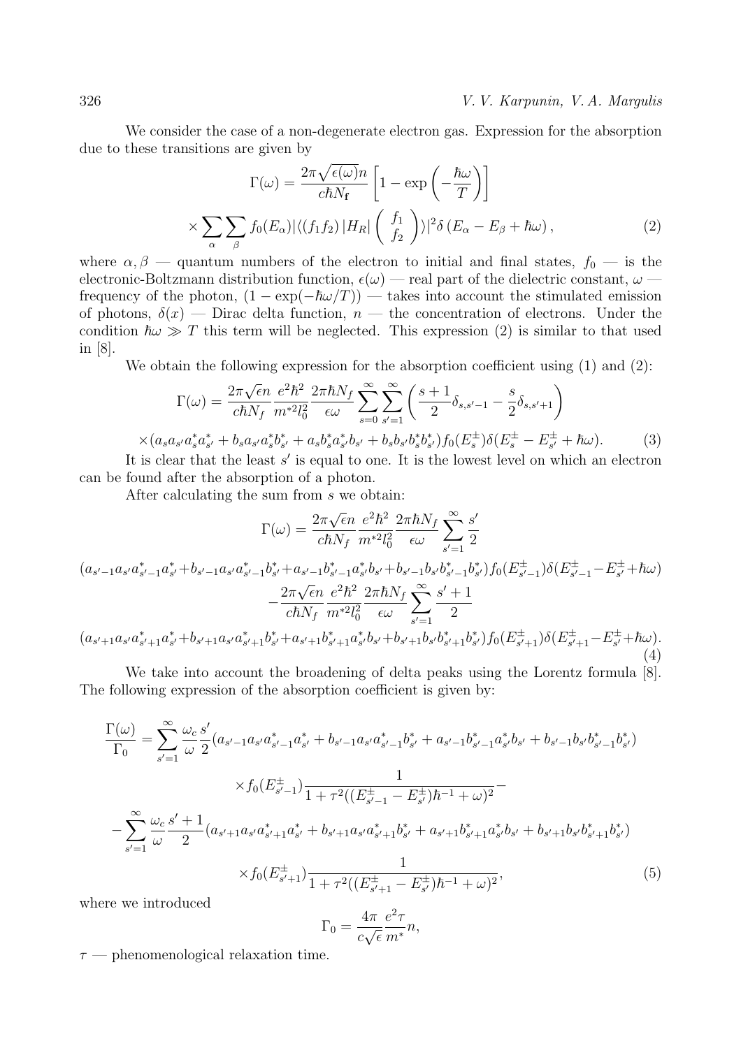We consider the case of a non-degenerate electron gas. Expression for the absorption due to these transitions are given by

$$
\Gamma(\omega) = \frac{2\pi\sqrt{\epsilon(\omega)}n}{c\hbar N_{\mathbf{f}}}\left[1-\exp\left(-\frac{\hbar\omega}{T}\right)\right]
$$
$$
\times\sum_{\alpha}\sum_{\beta} f_0(E_\alpha)|\langle(f_1 f_2)\,|H_R|\begin{pmatrix} f_1 \\ f_2 \end{pmatrix}\rangle|^2\delta\left(E_\alpha - E_\beta + \hbar\omega\right), \tag{2}
$$

where $\alpha, \beta$ — quantum numbers of the electron to initial and final states, $f_0$ — is the electronic-Boltzmann distribution function, $\epsilon(\omega)$ — real part of the dielectric constant, $\omega$ — frequency of the photon, $(1-\exp(-\hbar\omega/T))$ — takes into account the stimulated emission of photons, $\delta(x)$ — Dirac delta function, $n$ — the concentration of electrons. Under the condition $\hbar\omega \gg T$ this term will be neglected. This expression (2) is similar to that used in [8].

We obtain the following expression for the absorption coefficient using (1) and (2):

$$
\Gamma(\omega) = \frac{2\pi\sqrt{\epsilon}n}{c\hbar N_f}\frac{e^2\hbar^2}{m^{*2}l_0^2}\frac{2\pi\hbar N_f}{\epsilon\omega}\sum_{s=0}^{\infty}\sum_{s'=1}^{\infty}\left(\frac{s+1}{2}\delta_{s,s'-1} - \frac{s}{2}\delta_{s,s'+1}\right)
$$
$$
\times(a_s a_{s'} a_s^* a_{s'}^* + b_s a_{s'} a_s^* b_{s'}^* + a_s b_s^* a_{s'}^* b_{s'} + b_s b_{s'} b_s^* b_{s'}^*) f_0(E_s^{\pm})\delta(E_s^{\pm} - E_{s'}^{\pm} + \hbar\omega). \tag{3}
$$

It is clear that the least $s'$ is equal to one. It is the lowest level on which an electron can be found after the absorption of a photon.

After calculating the sum from $s$ we obtain:

$$
\Gamma(\omega) = \frac{2\pi\sqrt{\epsilon}n}{c\hbar N_f}\frac{e^2\hbar^2}{m^{*2}l_0^2}\frac{2\pi\hbar N_f}{\epsilon\omega}\sum_{s'=1}^{\infty}\frac{s'}{2}
$$
$$
(a_{s'-1}a_{s'}a_{s'-1}^* a_{s'}^* + b_{s'-1}a_{s'}a_{s'-1}^* b_{s'}^* + a_{s'-1}b_{s'-1}^* a_{s'}^* b_{s'} + b_{s'-1}b_{s'}b_{s'-1}^* b_{s'}^*) f_0(E_{s'-1}^{\pm})\delta(E_{s'-1}^{\pm} - E_{s'}^{\pm} + \hbar\omega)
$$
$$
-\frac{2\pi\sqrt{\epsilon}n}{c\hbar N_f}\frac{e^2\hbar^2}{m^{*2}l_0^2}\frac{2\pi\hbar N_f}{\epsilon\omega}\sum_{s'=1}^{\infty}\frac{s'+1}{2}
$$
$$
(a_{s'+1}a_{s'}a_{s'+1}^* a_{s'}^* + b_{s'+1}a_{s'}a_{s'+1}^* b_{s'}^* + a_{s'+1}b_{s'+1}^* a_{s'}^* b_{s'} + b_{s'+1}b_{s'}b_{s'+1}^* b_{s'}^*) f_0(E_{s'+1}^{\pm})\delta(E_{s'+1}^{\pm} - E_{s'}^{\pm} + \hbar\omega). \tag{4}
$$

We take into account the broadening of delta peaks using the Lorentz formula [8]. The following expression of the absorption coefficient is given by:

$$
\frac{\Gamma(\omega)}{\Gamma_0} = \sum_{s'=1}^{\infty}\frac{\omega_c}{\omega}\frac{s'}{2}(a_{s'-1}a_{s'}a_{s'-1}^* a_{s'}^* + b_{s'-1}a_{s'}a_{s'-1}^* b_{s'}^* + a_{s'-1}b_{s'-1}^* a_{s'}^* b_{s'} + b_{s'-1}b_{s'}b_{s'-1}^* b_{s'}^*)
$$
$$
\times f_0(E_{s'-1}^{\pm})\frac{1}{1+\tau^2((E_{s'-1}^{\pm} - E_{s'}^{\pm})\hbar^{-1} + \omega)^2} -
$$
$$
-\sum_{s'=1}^{\infty}\frac{\omega_c}{\omega}\frac{s'+1}{2}(a_{s'+1}a_{s'}a_{s'+1}^* a_{s'}^* + b_{s'+1}a_{s'}a_{s'+1}^* b_{s'}^* + a_{s'+1}b_{s'+1}^* a_{s'}^* b_{s'} + b_{s'+1}b_{s'}b_{s'+1}^* b_{s'}^*)
$$
$$
\times f_0(E_{s'+1}^{\pm})\frac{1}{1+\tau^2((E_{s'+1}^{\pm} - E_{s'}^{\pm})\hbar^{-1} + \omega)^2}, \tag{5}
$$

where we introduced

$$
\Gamma_0 = \frac{4\pi}{c\sqrt{\epsilon}}\frac{e^2\tau}{m^*}n,
$$

$\tau$ — phenomenological relaxation time.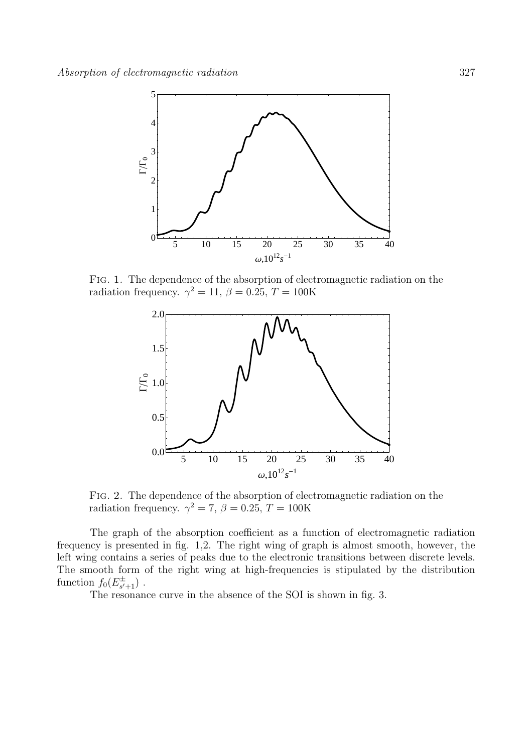FIG. 1. The dependence of the absorption of electromagnetic radiation on the radiation frequency. $\gamma^2 = 11$, $\beta = 0.25$, $T = 100$K

FIG. 2. The dependence of the absorption of electromagnetic radiation on the radiation frequency. $\gamma^2 = 7$, $\beta = 0.25$, $T = 100$K

The graph of the absorption coefficient as a function of electromagnetic radiation frequency is presented in fig. 1,2. The right wing of graph is almost smooth, however, the left wing contains a series of peaks due to the electronic transitions between discrete levels. The smooth form of the right wing at high-frequencies is stipulated by the distribution function $f_0(E^{\pm}_{s'+1})$ .

The resonance curve in the absence of the SOI is shown in fig. 3.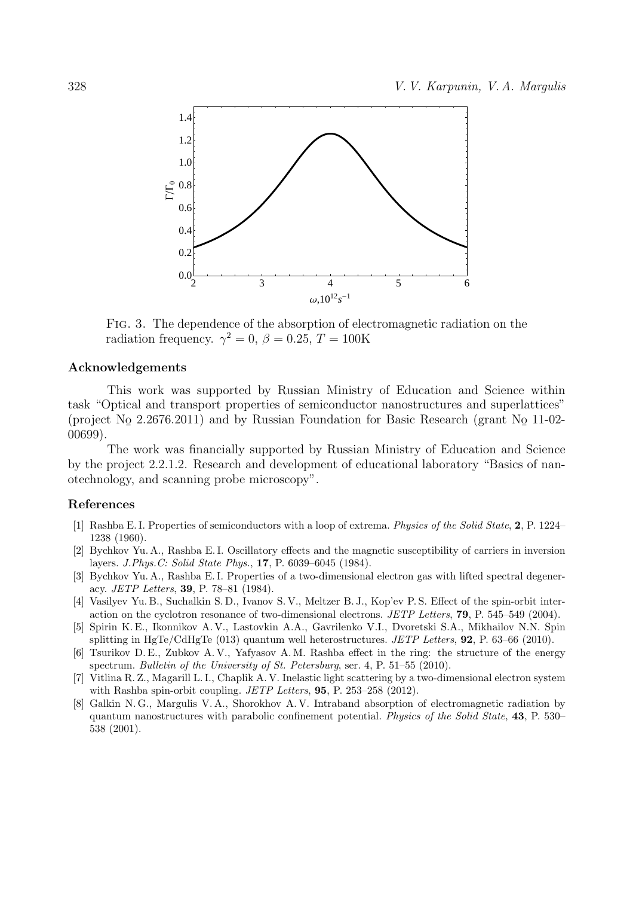1.4

1.2

1.0

$\Gamma/\Gamma_0$ 0.8

0.6

0.4

0.2

0.0

2 3 4 5 6

$\omega, 10^{12} s^{-1}$

Fig. 3. The dependence of the absorption of electromagnetic radiation on the radiation frequency. $\gamma^2 = 0$, $\beta = 0.25$, $T = 100$K

## Acknowledgements

This work was supported by Russian Ministry of Education and Science within task "Optical and transport properties of semiconductor nanostructures and superlattices" (project No 2.2676.2011) and by Russian Foundation for Basic Research (grant No 11-02-00699).

The work was financially supported by Russian Ministry of Education and Science by the project 2.2.1.2. Research and development of educational laboratory "Basics of nanotechnology, and scanning probe microscopy".

## References

[1] Rashba E. I. Properties of semiconductors with a loop of extrema. *Physics of the Solid State*, **2**, P. 1224–1238 (1960).

[2] Bychkov Yu. A., Rashba E. I. Oscillatory effects and the magnetic susceptibility of carriers in inversion layers. *J.Phys.C: Solid State Phys.*, **17**, P. 6039–6045 (1984).

[3] Bychkov Yu. A., Rashba E. I. Properties of a two-dimensional electron gas with lifted spectral degeneracy. *JETP Letters*, **39**, P. 78–81 (1984).

[4] Vasilyev Yu. B., Suchalkin S. D., Ivanov S. V., Meltzer B. J., Kop'ev P. S. Effect of the spin-orbit interaction on the cyclotron resonance of two-dimensional electrons. *JETP Letters*, **79**, P. 545–549 (2004).

[5] Spirin K. E., Ikonnikov A. V., Lastovkin A.A., Gavrilenko V.I., Dvoretski S.A., Mikhailov N.N. Spin splitting in HgTe/CdHgTe (013) quantum well heterostructures. *JETP Letters*, **92**, P. 63–66 (2010).

[6] Tsurikov D. E., Zubkov A. V., Yafyasov A. M. Rashba effect in the ring: the structure of the energy spectrum. *Bulletin of the University of St. Petersburg*, ser. 4, P. 51–55 (2010).

[7] Vitlina R. Z., Magarill L. I., Chaplik A. V. Inelastic light scattering by a two-dimensional electron system with Rashba spin-orbit coupling. *JETP Letters*, **95**, P. 253–258 (2012).

[8] Galkin N. G., Margulis V. A., Shorokhov A. V. Intraband absorption of electromagnetic radiation by quantum nanostructures with parabolic confinement potential. *Physics of the Solid State*, **43**, P. 530–538 (2001).